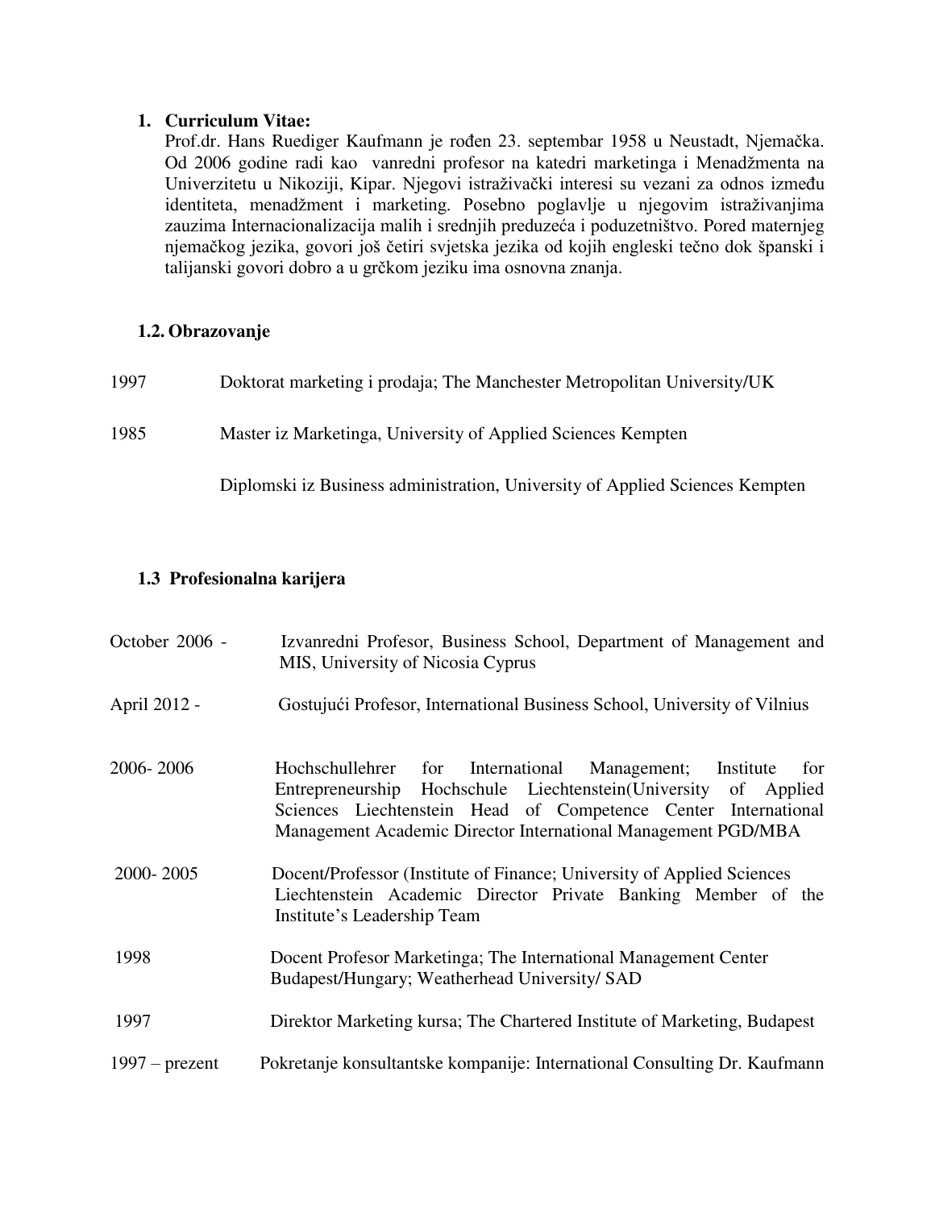## 1. Curriculum Vitae:

Prof.dr. Hans Ruediger Kaufmann je rođen 23. septembar 1958 u Neustadt, Njemačka. Od 2006 godine radi kao vanredni profesor na katedri marketinga i Menadžmenta na Univerzitetu u Nikoziji, Kipar. Njegovi istraživački interesi su vezani za odnos između identiteta, menadžment i marketing. Posebno poglavlje u njegovim istraživanjima zauzima Internacionalizacija malih i srednjih preduzeća i poduzetništvo. Pored maternjeg njemačkog jezika, govori još četiri svjetska jezika od kojih engleski tečno dok španski i talijanski govori dobro a u grčkom jeziku ima osnovna znanja.

### 1.2. Obrazovanje

| | |
|---|---|
| 1997 | Doktorat marketing i prodaja; The Manchester Metropolitan University/UK |
| 1985 | Master iz Marketinga, University of Applied Sciences Kempten |
| | Diplomski iz Business administration, University of Applied Sciences Kempten |

### 1.3 Profesionalna karijera

| | |
|---|---|
| October 2006 - | Izvanredni Profesor, Business School, Department of Management and MIS, University of Nicosia Cyprus |
| April 2012 - | Gostujući Profesor, International Business School, University of Vilnius |
| 2006- 2006 | Hochschullehrer for International Management; Institute for Entrepreneurship Hochschule Liechtenstein(University of Applied Sciences Liechtenstein Head of Competence Center International Management Academic Director International Management PGD/MBA |
| 2000- 2005 | Docent/Professor (Institute of Finance; University of Applied Sciences Liechtenstein Academic Director Private Banking Member of the Institute's Leadership Team |
| 1998 | Docent Profesor Marketinga; The International Management Center Budapest/Hungary; Weatherhead University/ SAD |
| 1997 | Direktor Marketing kursa; The Chartered Institute of Marketing, Budapest |
| 1997 – prezent | Pokretanje konsultantske kompanije: International Consulting Dr. Kaufmann |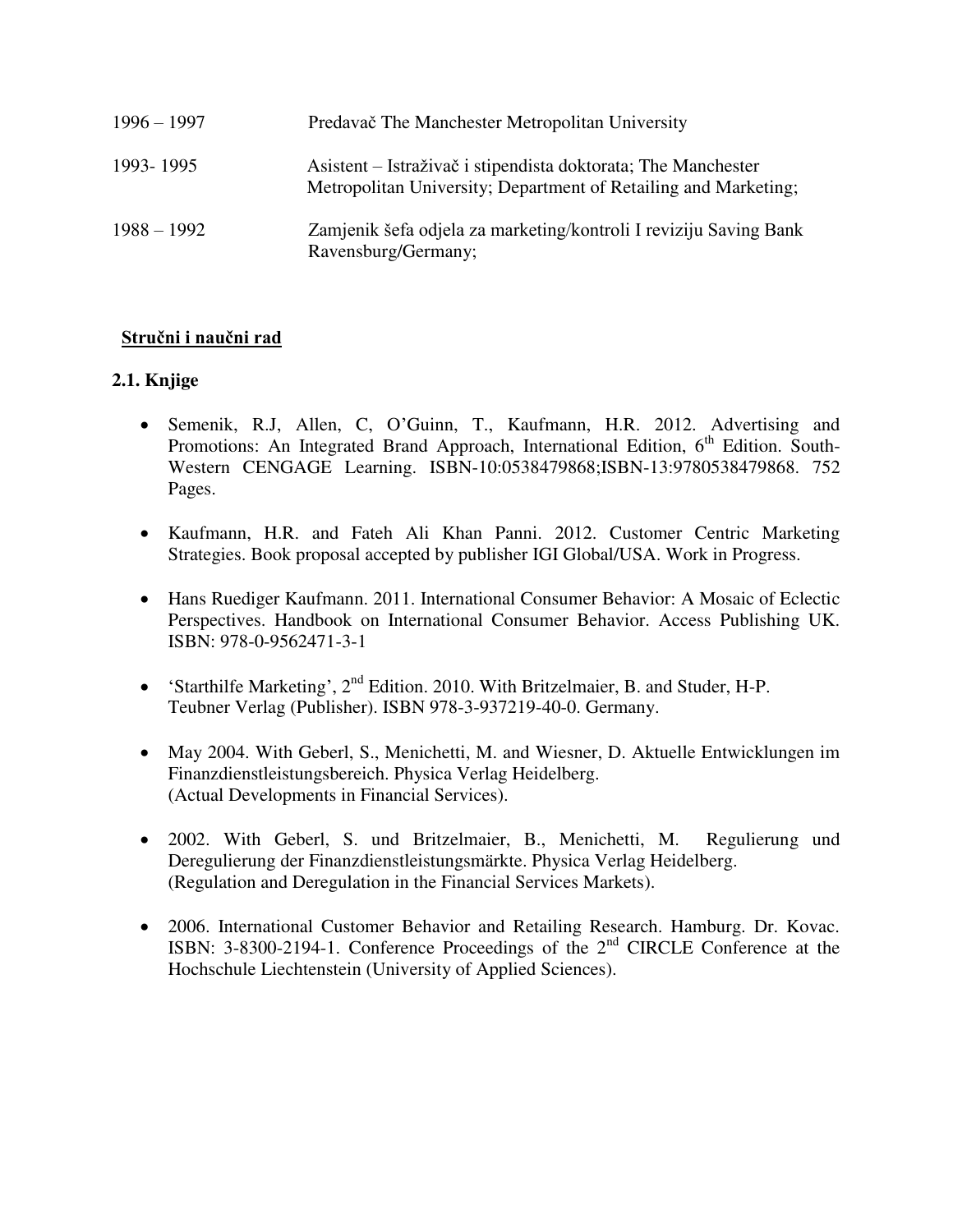| | |
|---|---|
| 1996 – 1997 | Predavač The Manchester Metropolitan University |
| 1993- 1995 | Asistent – Istraživač i stipendista doktorata; The Manchester Metropolitan University; Department of Retailing and Marketing; |
| 1988 – 1992 | Zamjenik šefa odjela za marketing/kontroli I reviziju Saving Bank Ravensburg/Germany; |

## Stručni i naučni rad

### 2.1. Knjige

- Semenik, R.J, Allen, C, O'Guinn, T., Kaufmann, H.R. 2012. Advertising and Promotions: An Integrated Brand Approach, International Edition, 6th Edition. South-Western CENGAGE Learning. ISBN-10:0538479868;ISBN-13:9780538479868. 752 Pages.

- Kaufmann, H.R. and Fateh Ali Khan Panni. 2012. Customer Centric Marketing Strategies. Book proposal accepted by publisher IGI Global/USA. Work in Progress.

- Hans Ruediger Kaufmann. 2011. International Consumer Behavior: A Mosaic of Eclectic Perspectives. Handbook on International Consumer Behavior. Access Publishing UK. ISBN: 978-0-9562471-3-1

- 'Starthilfe Marketing', 2nd Edition. 2010. With Britzelmaier, B. and Studer, H-P. Teubner Verlag (Publisher). ISBN 978-3-937219-40-0. Germany.

- May 2004. With Geberl, S., Menichetti, M. and Wiesner, D. Aktuelle Entwicklungen im Finanzdienstleistungsbereich. Physica Verlag Heidelberg. (Actual Developments in Financial Services).

- 2002. With Geberl, S. und Britzelmaier, B., Menichetti, M. Regulierung und Deregulierung der Finanzdienstleistungsmärkte. Physica Verlag Heidelberg. (Regulation and Deregulation in the Financial Services Markets).

- 2006. International Customer Behavior and Retailing Research. Hamburg. Dr. Kovac. ISBN: 3-8300-2194-1. Conference Proceedings of the 2nd CIRCLE Conference at the Hochschule Liechtenstein (University of Applied Sciences).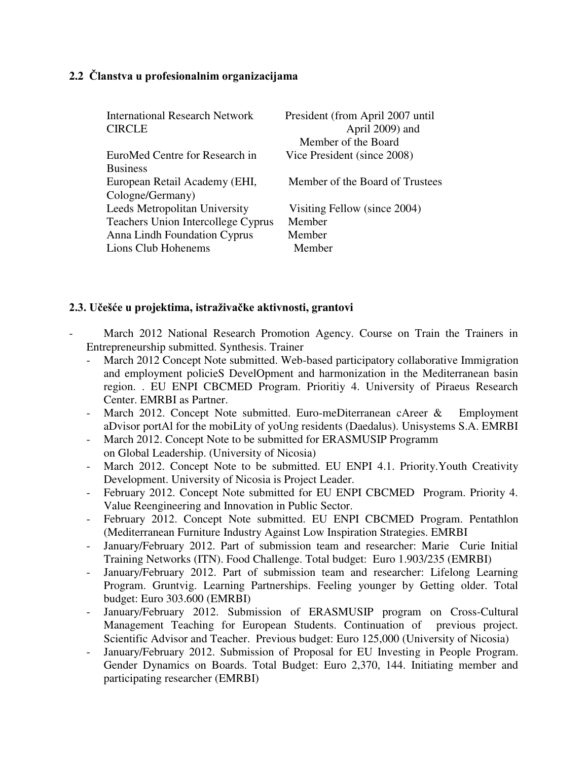## 2.2 Članstva u profesionalnim organizacijama

| | |
|---|---|
| International Research Network CIRCLE | President (from April 2007 until April 2009) and Member of the Board |
| EuroMed Centre for Research in Business | Vice President (since 2008) |
| European Retail Academy (EHI, Cologne/Germany) | Member of the Board of Trustees |
| Leeds Metropolitan University | Visiting Fellow (since 2004) |
| Teachers Union Intercollege Cyprus | Member |
| Anna Lindh Foundation Cyprus | Member |
| Lions Club Hohenems | Member |

## 2.3. Učešće u projektima, istraživačke aktivnosti, grantovi

- March 2012 National Research Promotion Agency. Course on Train the Trainers in Entrepreneurship submitted. Synthesis. Trainer
  - March 2012 Concept Note submitted. Web-based participatory collaborative Immigration and employment policieS DevelOpment and harmonization in the Mediterranean basin region. . EU ENPI CBCMED Program. Prioritiy 4. University of Piraeus Research Center. EMRBI as Partner.
  - March 2012. Concept Note submitted. Euro-meDiterranean cAreer & Employment aDvisor portAl for the mobiLity of yoUng residents (Daedalus). Unisystems S.A. EMRBI
  - March 2012. Concept Note to be submitted for ERASMUSIP Programm on Global Leadership. (University of Nicosia)
  - March 2012. Concept Note to be submitted. EU ENPI 4.1. Priority.Youth Creativity Development. University of Nicosia is Project Leader.
  - February 2012. Concept Note submitted for EU ENPI CBCMED Program. Priority 4. Value Reengineering and Innovation in Public Sector.
  - February 2012. Concept Note submitted. EU ENPI CBCMED Program. Pentathlon (Mediterranean Furniture Industry Against Low Inspiration Strategies. EMRBI
  - January/February 2012. Part of submission team and researcher: Marie Curie Initial Training Networks (ITN). Food Challenge. Total budget: Euro 1.903/235 (EMRBI)
  - January/February 2012. Part of submission team and researcher: Lifelong Learning Program. Gruntvig. Learning Partnerships. Feeling younger by Getting older. Total budget: Euro 303.600 (EMRBI)
  - January/February 2012. Submission of ERASMUSIP program on Cross-Cultural Management Teaching for European Students. Continuation of previous project. Scientific Advisor and Teacher. Previous budget: Euro 125,000 (University of Nicosia)
  - January/February 2012. Submission of Proposal for EU Investing in People Program. Gender Dynamics on Boards. Total Budget: Euro 2,370, 144. Initiating member and participating researcher (EMRBI)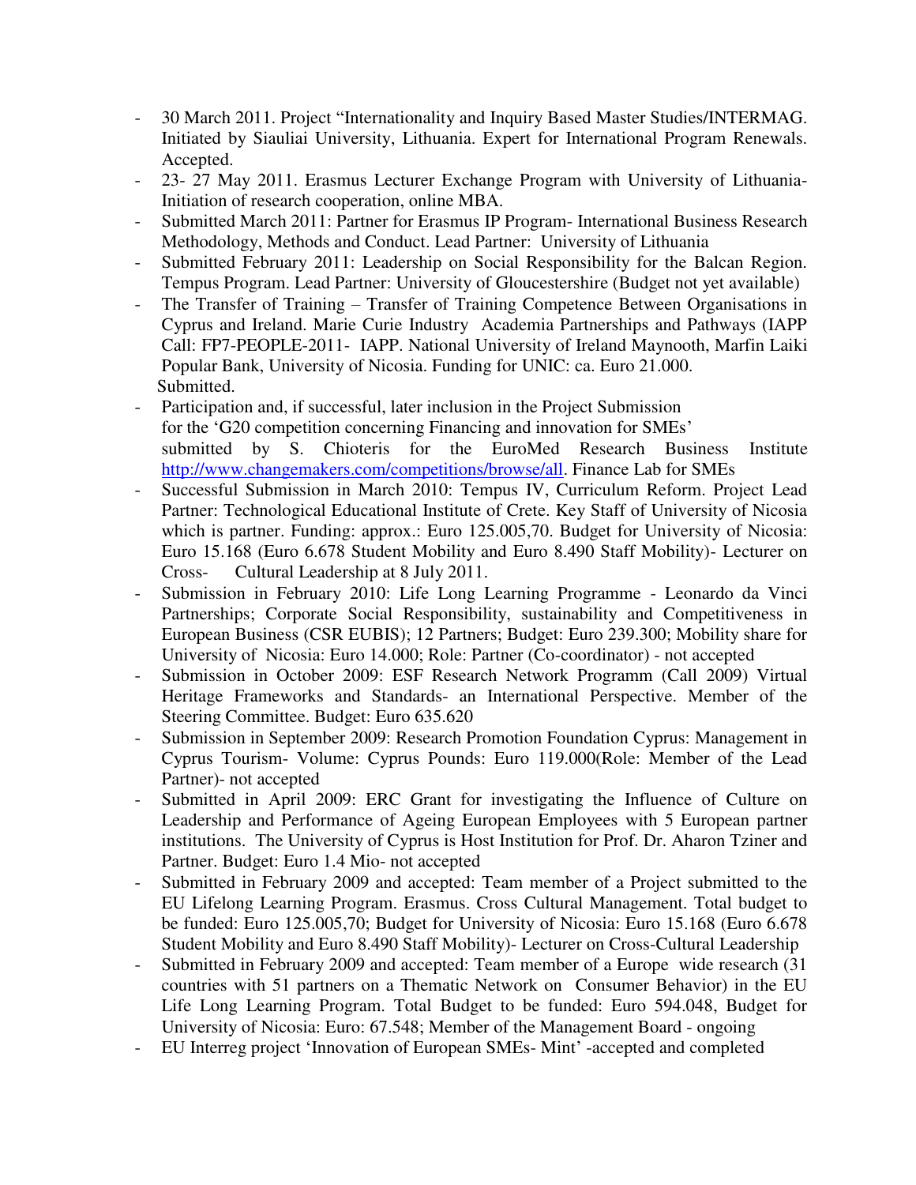- 30 March 2011. Project "Internationality and Inquiry Based Master Studies/INTERMAG. Initiated by Siauliai University, Lithuania. Expert for International Program Renewals. Accepted.
- 23- 27 May 2011. Erasmus Lecturer Exchange Program with University of Lithuania- Initiation of research cooperation, online MBA.
- Submitted March 2011: Partner for Erasmus IP Program- International Business Research Methodology, Methods and Conduct. Lead Partner: University of Lithuania
- Submitted February 2011: Leadership on Social Responsibility for the Balcan Region. Tempus Program. Lead Partner: University of Gloucestershire (Budget not yet available)
- The Transfer of Training – Transfer of Training Competence Between Organisations in Cyprus and Ireland. Marie Curie Industry Academia Partnerships and Pathways (IAPP Call: FP7-PEOPLE-2011- IAPP. National University of Ireland Maynooth, Marfin Laiki Popular Bank, University of Nicosia. Funding for UNIC: ca. Euro 21.000. Submitted.
- Participation and, if successful, later inclusion in the Project Submission for the 'G20 competition concerning Financing and innovation for SMEs' submitted by S. Chioteris for the EuroMed Research Business Institute http://www.changemakers.com/competitions/browse/all. Finance Lab for SMEs
- Successful Submission in March 2010: Tempus IV, Curriculum Reform. Project Lead Partner: Technological Educational Institute of Crete. Key Staff of University of Nicosia which is partner. Funding: approx.: Euro 125.005,70. Budget for University of Nicosia: Euro 15.168 (Euro 6.678 Student Mobility and Euro 8.490 Staff Mobility)- Lecturer on Cross- Cultural Leadership at 8 July 2011.
- Submission in February 2010: Life Long Learning Programme - Leonardo da Vinci Partnerships; Corporate Social Responsibility, sustainability and Competitiveness in European Business (CSR EUBIS); 12 Partners; Budget: Euro 239.300; Mobility share for University of Nicosia: Euro 14.000; Role: Partner (Co-coordinator) - not accepted
- Submission in October 2009: ESF Research Network Programm (Call 2009) Virtual Heritage Frameworks and Standards- an International Perspective. Member of the Steering Committee. Budget: Euro 635.620
- Submission in September 2009: Research Promotion Foundation Cyprus: Management in Cyprus Tourism- Volume: Cyprus Pounds: Euro 119.000(Role: Member of the Lead Partner)- not accepted
- Submitted in April 2009: ERC Grant for investigating the Influence of Culture on Leadership and Performance of Ageing European Employees with 5 European partner institutions. The University of Cyprus is Host Institution for Prof. Dr. Aharon Tziner and Partner. Budget: Euro 1.4 Mio- not accepted
- Submitted in February 2009 and accepted: Team member of a Project submitted to the EU Lifelong Learning Program. Erasmus. Cross Cultural Management. Total budget to be funded: Euro 125.005,70; Budget for University of Nicosia: Euro 15.168 (Euro 6.678 Student Mobility and Euro 8.490 Staff Mobility)- Lecturer on Cross-Cultural Leadership
- Submitted in February 2009 and accepted: Team member of a Europe wide research (31 countries with 51 partners on a Thematic Network on Consumer Behavior) in the EU Life Long Learning Program. Total Budget to be funded: Euro 594.048, Budget for University of Nicosia: Euro: 67.548; Member of the Management Board - ongoing
- EU Interreg project 'Innovation of European SMEs- Mint' -accepted and completed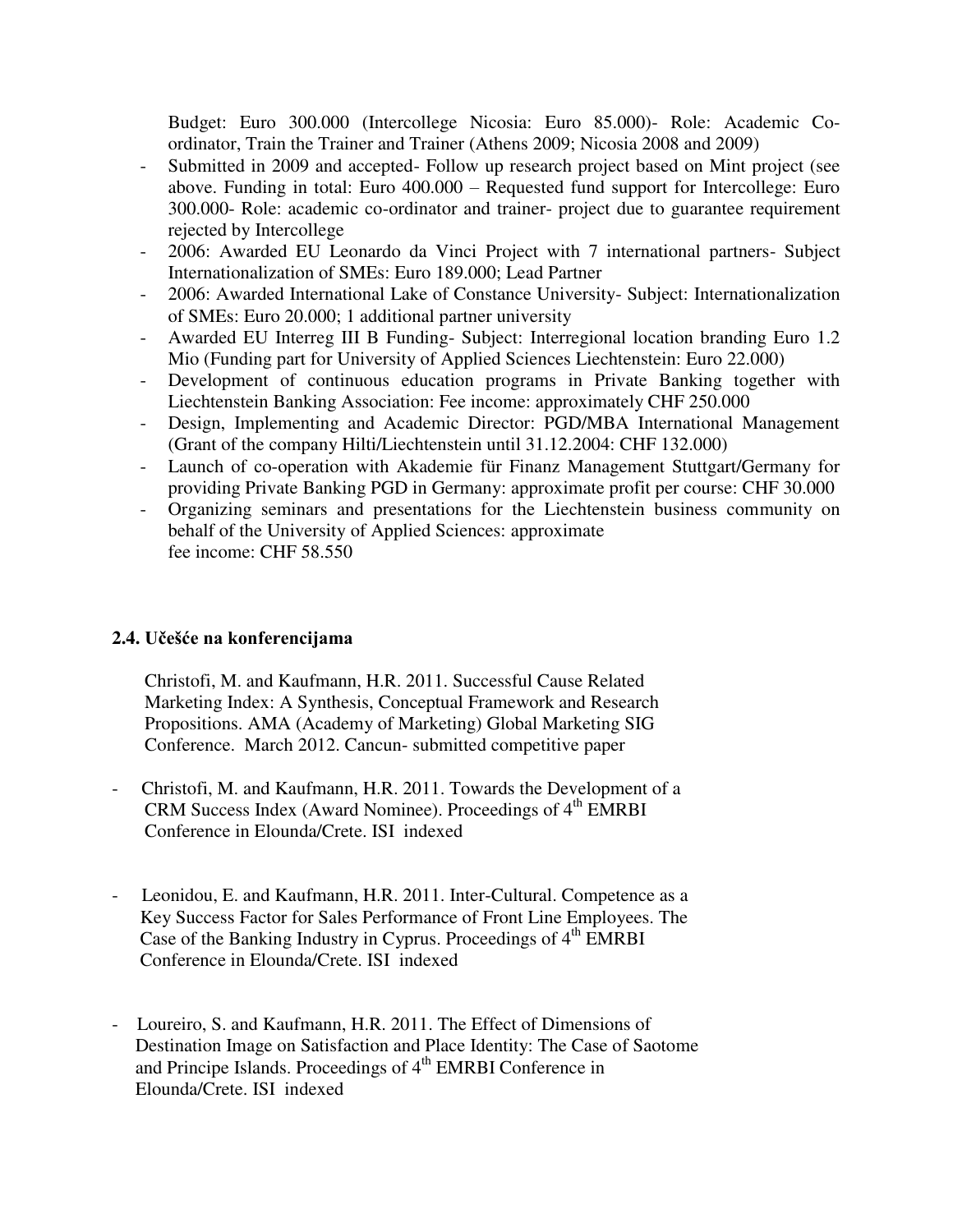Budget: Euro 300.000 (Intercollege Nicosia: Euro 85.000)- Role: Academic Co-ordinator, Train the Trainer and Trainer (Athens 2009; Nicosia 2008 and 2009)

- Submitted in 2009 and accepted- Follow up research project based on Mint project (see above. Funding in total: Euro 400.000 – Requested fund support for Intercollege: Euro 300.000- Role: academic co-ordinator and trainer- project due to guarantee requirement rejected by Intercollege
- 2006: Awarded EU Leonardo da Vinci Project with 7 international partners- Subject Internationalization of SMEs: Euro 189.000; Lead Partner
- 2006: Awarded International Lake of Constance University- Subject: Internationalization of SMEs: Euro 20.000; 1 additional partner university
- Awarded EU Interreg III B Funding- Subject: Interregional location branding Euro 1.2 Mio (Funding part for University of Applied Sciences Liechtenstein: Euro 22.000)
- Development of continuous education programs in Private Banking together with Liechtenstein Banking Association: Fee income: approximately CHF 250.000
- Design, Implementing and Academic Director: PGD/MBA International Management (Grant of the company Hilti/Liechtenstein until 31.12.2004: CHF 132.000)
- Launch of co-operation with Akademie für Finanz Management Stuttgart/Germany for providing Private Banking PGD in Germany: approximate profit per course: CHF 30.000
- Organizing seminars and presentations for the Liechtenstein business community on behalf of the University of Applied Sciences: approximate fee income: CHF 58.550

### 2.4. Učešće na konferencijama

Christofi, M. and Kaufmann, H.R. 2011. Successful Cause Related Marketing Index: A Synthesis, Conceptual Framework and Research Propositions. AMA (Academy of Marketing) Global Marketing SIG Conference. March 2012. Cancun- submitted competitive paper

- Christofi, M. and Kaufmann, H.R. 2011. Towards the Development of a CRM Success Index (Award Nominee). Proceedings of 4th EMRBI Conference in Elounda/Crete. ISI indexed

- Leonidou, E. and Kaufmann, H.R. 2011. Inter-Cultural. Competence as a Key Success Factor for Sales Performance of Front Line Employees. The Case of the Banking Industry in Cyprus. Proceedings of 4th EMRBI Conference in Elounda/Crete. ISI indexed

- Loureiro, S. and Kaufmann, H.R. 2011. The Effect of Dimensions of Destination Image on Satisfaction and Place Identity: The Case of Saotome and Principe Islands. Proceedings of 4th EMRBI Conference in Elounda/Crete. ISI indexed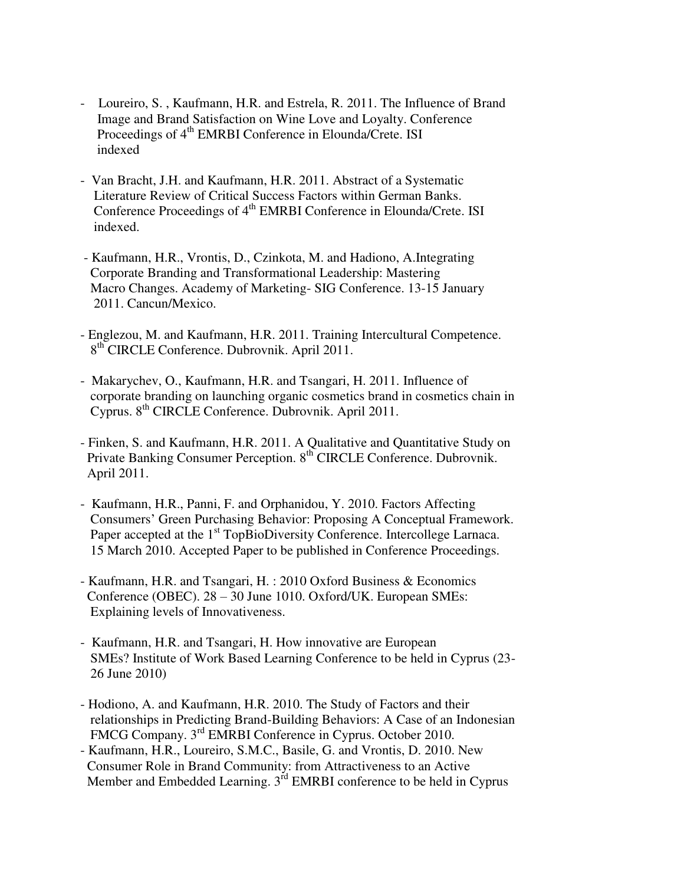- Loureiro, S. , Kaufmann, H.R. and Estrela, R. 2011. The Influence of Brand Image and Brand Satisfaction on Wine Love and Loyalty. Conference Proceedings of 4th EMRBI Conference in Elounda/Crete. ISI indexed

- Van Bracht, J.H. and Kaufmann, H.R. 2011. Abstract of a Systematic Literature Review of Critical Success Factors within German Banks. Conference Proceedings of 4th EMRBI Conference in Elounda/Crete. ISI indexed.

- Kaufmann, H.R., Vrontis, D., Czinkota, M. and Hadiono, A.Integrating Corporate Branding and Transformational Leadership: Mastering Macro Changes. Academy of Marketing- SIG Conference. 13-15 January 2011. Cancun/Mexico.

- Englezou, M. and Kaufmann, H.R. 2011. Training Intercultural Competence. 8th CIRCLE Conference. Dubrovnik. April 2011.

- Makarychev, O., Kaufmann, H.R. and Tsangari, H. 2011. Influence of corporate branding on launching organic cosmetics brand in cosmetics chain in Cyprus. 8th CIRCLE Conference. Dubrovnik. April 2011.

- Finken, S. and Kaufmann, H.R. 2011. A Qualitative and Quantitative Study on Private Banking Consumer Perception. 8th CIRCLE Conference. Dubrovnik. April 2011.

- Kaufmann, H.R., Panni, F. and Orphanidou, Y. 2010. Factors Affecting Consumers' Green Purchasing Behavior: Proposing A Conceptual Framework. Paper accepted at the 1st TopBioDiversity Conference. Intercollege Larnaca. 15 March 2010. Accepted Paper to be published in Conference Proceedings.

- Kaufmann, H.R. and Tsangari, H. : 2010 Oxford Business & Economics Conference (OBEC). 28 – 30 June 1010. Oxford/UK. European SMEs: Explaining levels of Innovativeness.

- Kaufmann, H.R. and Tsangari, H. How innovative are European SMEs? Institute of Work Based Learning Conference to be held in Cyprus (23-26 June 2010)

- Hodiono, A. and Kaufmann, H.R. 2010. The Study of Factors and their relationships in Predicting Brand-Building Behaviors: A Case of an Indonesian FMCG Company. 3rd EMRBI Conference in Cyprus. October 2010.
- Kaufmann, H.R., Loureiro, S.M.C., Basile, G. and Vrontis, D. 2010. New Consumer Role in Brand Community: from Attractiveness to an Active Member and Embedded Learning. 3rd EMRBI conference to be held in Cyprus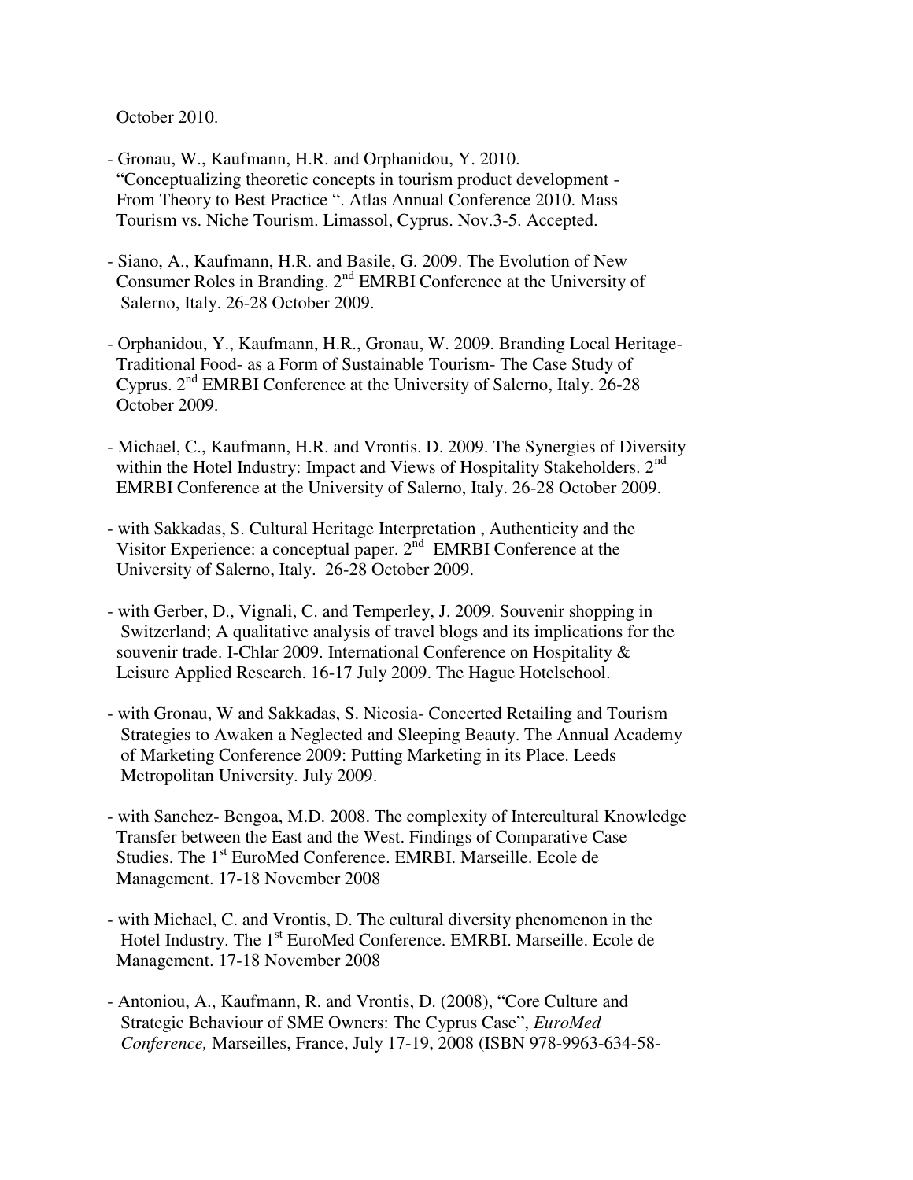October 2010.

- Gronau, W., Kaufmann, H.R. and Orphanidou, Y. 2010. "Conceptualizing theoretic concepts in tourism product development - From Theory to Best Practice ". Atlas Annual Conference 2010. Mass Tourism vs. Niche Tourism. Limassol, Cyprus. Nov.3-5. Accepted.

- Siano, A., Kaufmann, H.R. and Basile, G. 2009. The Evolution of New Consumer Roles in Branding. 2nd EMRBI Conference at the University of Salerno, Italy. 26-28 October 2009.

- Orphanidou, Y., Kaufmann, H.R., Gronau, W. 2009. Branding Local Heritage- Traditional Food- as a Form of Sustainable Tourism- The Case Study of Cyprus. 2nd EMRBI Conference at the University of Salerno, Italy. 26-28 October 2009.

- Michael, C., Kaufmann, H.R. and Vrontis. D. 2009. The Synergies of Diversity within the Hotel Industry: Impact and Views of Hospitality Stakeholders. 2nd EMRBI Conference at the University of Salerno, Italy. 26-28 October 2009.

- with Sakkadas, S. Cultural Heritage Interpretation , Authenticity and the Visitor Experience: a conceptual paper. 2nd EMRBI Conference at the University of Salerno, Italy. 26-28 October 2009.

- with Gerber, D., Vignali, C. and Temperley, J. 2009. Souvenir shopping in Switzerland; A qualitative analysis of travel blogs and its implications for the souvenir trade. I-Chlar 2009. International Conference on Hospitality & Leisure Applied Research. 16-17 July 2009. The Hague Hotelschool.

- with Gronau, W and Sakkadas, S. Nicosia- Concerted Retailing and Tourism Strategies to Awaken a Neglected and Sleeping Beauty. The Annual Academy of Marketing Conference 2009: Putting Marketing in its Place. Leeds Metropolitan University. July 2009.

- with Sanchez- Bengoa, M.D. 2008. The complexity of Intercultural Knowledge Transfer between the East and the West. Findings of Comparative Case Studies. The 1st EuroMed Conference. EMRBI. Marseille. Ecole de Management. 17-18 November 2008

- with Michael, C. and Vrontis, D. The cultural diversity phenomenon in the Hotel Industry. The 1st EuroMed Conference. EMRBI. Marseille. Ecole de Management. 17-18 November 2008

- Antoniou, A., Kaufmann, R. and Vrontis, D. (2008), "Core Culture and Strategic Behaviour of SME Owners: The Cyprus Case", *EuroMed Conference,* Marseilles, France, July 17-19, 2008 (ISBN 978-9963-634-58-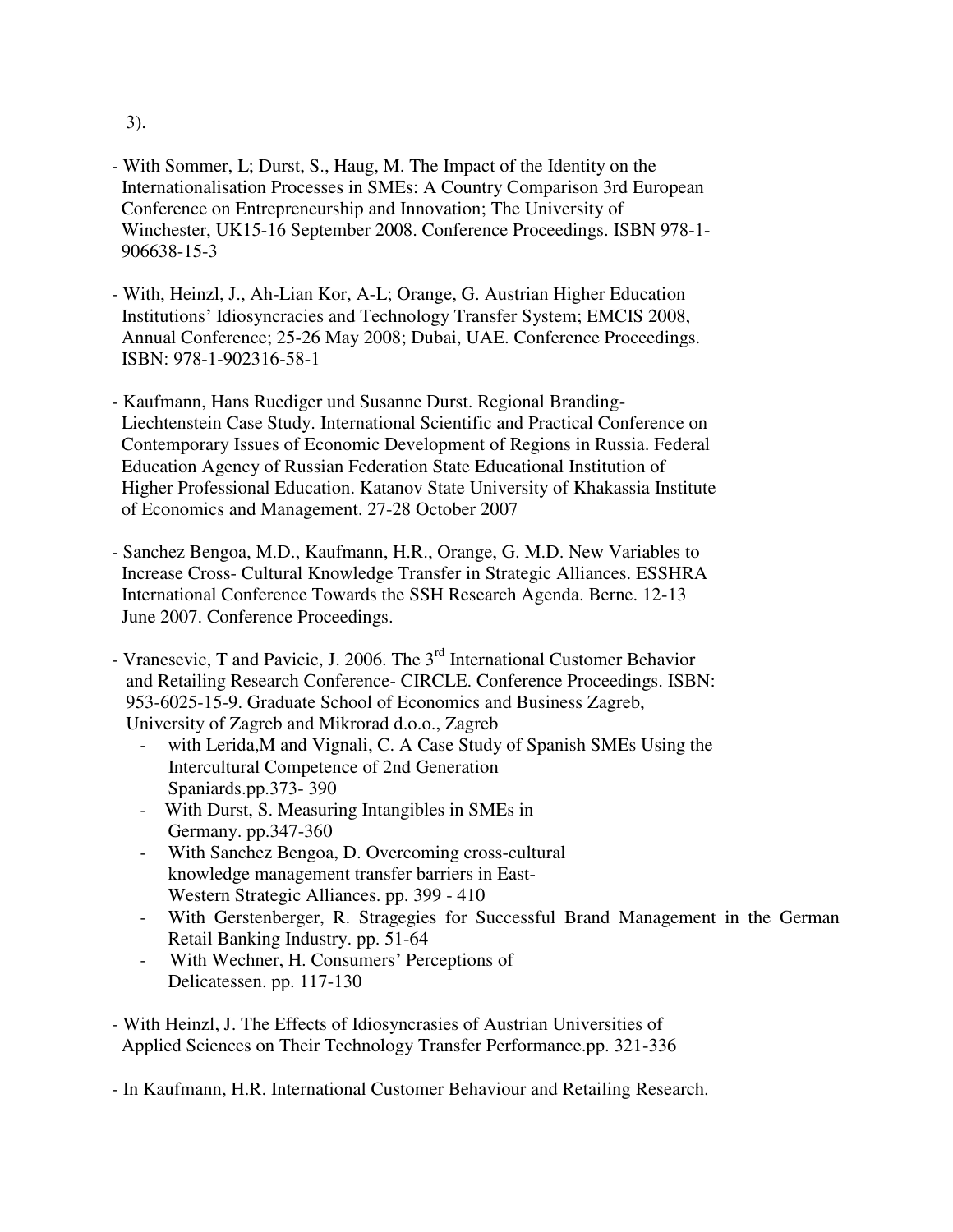3).

- With Sommer, L; Durst, S., Haug, M. The Impact of the Identity on the Internationalisation Processes in SMEs: A Country Comparison 3rd European Conference on Entrepreneurship and Innovation; The University of Winchester, UK15-16 September 2008. Conference Proceedings. ISBN 978-1-906638-15-3

- With, Heinzl, J., Ah-Lian Kor, A-L; Orange, G. Austrian Higher Education Institutions' Idiosyncracies and Technology Transfer System; EMCIS 2008, Annual Conference; 25-26 May 2008; Dubai, UAE. Conference Proceedings. ISBN: 978-1-902316-58-1

- Kaufmann, Hans Ruediger und Susanne Durst. Regional Branding-Liechtenstein Case Study. International Scientific and Practical Conference on Contemporary Issues of Economic Development of Regions in Russia. Federal Education Agency of Russian Federation State Educational Institution of Higher Professional Education. Katanov State University of Khakassia Institute of Economics and Management. 27-28 October 2007

- Sanchez Bengoa, M.D., Kaufmann, H.R., Orange, G. M.D. New Variables to Increase Cross- Cultural Knowledge Transfer in Strategic Alliances. ESSHRA International Conference Towards the SSH Research Agenda. Berne. 12-13 June 2007. Conference Proceedings.

- Vranesevic, T and Pavicic, J. 2006. The 3rd International Customer Behavior and Retailing Research Conference- CIRCLE. Conference Proceedings. ISBN: 953-6025-15-9. Graduate School of Economics and Business Zagreb, University of Zagreb and Mikrorad d.o.o., Zagreb
    - with Lerida,M and Vignali, C. A Case Study of Spanish SMEs Using the Intercultural Competence of 2nd Generation Spaniards.pp.373- 390
    - With Durst, S. Measuring Intangibles in SMEs in Germany. pp.347-360
    - With Sanchez Bengoa, D. Overcoming cross-cultural knowledge management transfer barriers in East-Western Strategic Alliances. pp. 399 - 410
    - With Gerstenberger, R. Stragegies for Successful Brand Management in the German Retail Banking Industry. pp. 51-64
    - With Wechner, H. Consumers' Perceptions of Delicatessen. pp. 117-130

- With Heinzl, J. The Effects of Idiosyncrasies of Austrian Universities of Applied Sciences on Their Technology Transfer Performance.pp. 321-336

- In Kaufmann, H.R. International Customer Behaviour and Retailing Research.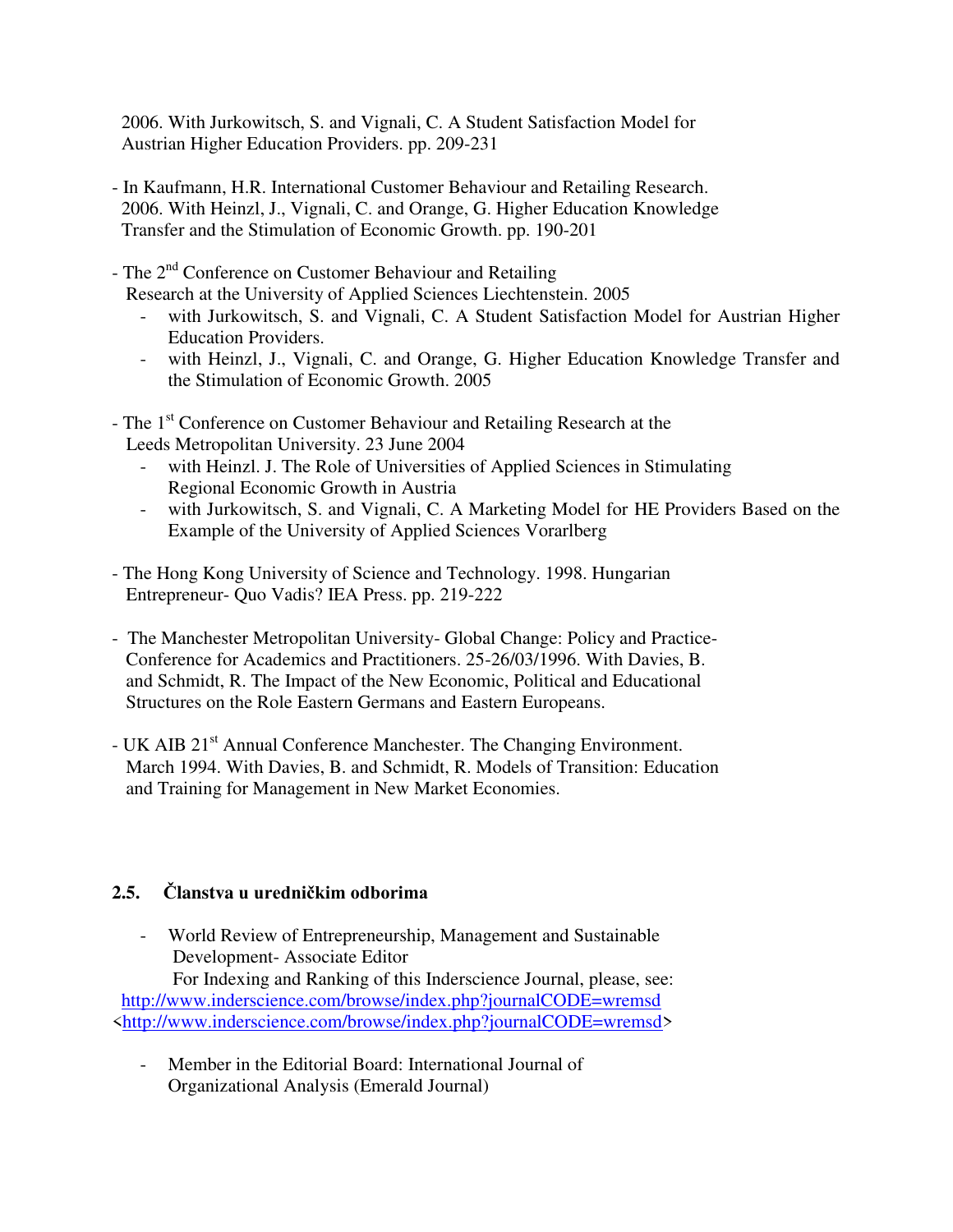2006. With Jurkowitsch, S. and Vignali, C. A Student Satisfaction Model for Austrian Higher Education Providers. pp. 209-231

- In Kaufmann, H.R. International Customer Behaviour and Retailing Research. 2006. With Heinzl, J., Vignali, C. and Orange, G. Higher Education Knowledge Transfer and the Stimulation of Economic Growth. pp. 190-201

- The 2nd Conference on Customer Behaviour and Retailing Research at the University of Applied Sciences Liechtenstein. 2005
  - with Jurkowitsch, S. and Vignali, C. A Student Satisfaction Model for Austrian Higher Education Providers.
  - with Heinzl, J., Vignali, C. and Orange, G. Higher Education Knowledge Transfer and the Stimulation of Economic Growth. 2005

- The 1st Conference on Customer Behaviour and Retailing Research at the Leeds Metropolitan University. 23 June 2004
  - with Heinzl. J. The Role of Universities of Applied Sciences in Stimulating Regional Economic Growth in Austria
  - with Jurkowitsch, S. and Vignali, C. A Marketing Model for HE Providers Based on the Example of the University of Applied Sciences Vorarlberg

- The Hong Kong University of Science and Technology. 1998. Hungarian Entrepreneur- Quo Vadis? IEA Press. pp. 219-222

- The Manchester Metropolitan University- Global Change: Policy and Practice- Conference for Academics and Practitioners. 25-26/03/1996. With Davies, B. and Schmidt, R. The Impact of the New Economic, Political and Educational Structures on the Role Eastern Germans and Eastern Europeans.

- UK AIB 21st Annual Conference Manchester. The Changing Environment. March 1994. With Davies, B. and Schmidt, R. Models of Transition: Education and Training for Management in New Market Economies.

## 2.5. Članstva u uredničkim odborima

- World Review of Entrepreneurship, Management and Sustainable Development- Associate Editor
  For Indexing and Ranking of this Inderscience Journal, please, see:
  http://www.inderscience.com/browse/index.php?journalCODE=wremsd
  <http://www.inderscience.com/browse/index.php?journalCODE=wremsd>

- Member in the Editorial Board: International Journal of Organizational Analysis (Emerald Journal)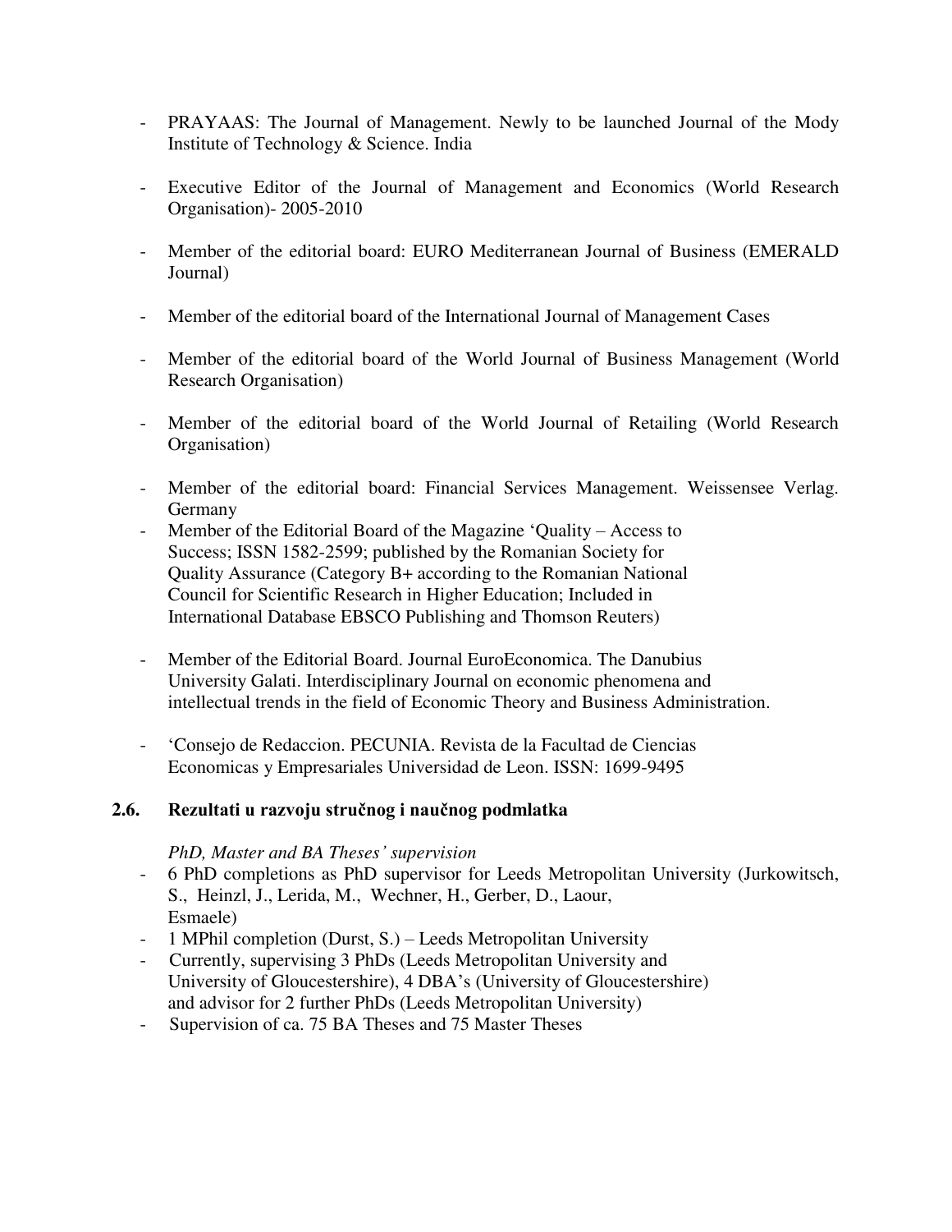- PRAYAAS: The Journal of Management. Newly to be launched Journal of the Mody Institute of Technology & Science. India

- Executive Editor of the Journal of Management and Economics (World Research Organisation)- 2005-2010

- Member of the editorial board: EURO Mediterranean Journal of Business (EMERALD Journal)

- Member of the editorial board of the International Journal of Management Cases

- Member of the editorial board of the World Journal of Business Management (World Research Organisation)

- Member of the editorial board of the World Journal of Retailing (World Research Organisation)

- Member of the editorial board: Financial Services Management. Weissensee Verlag. Germany

- Member of the Editorial Board of the Magazine 'Quality – Access to Success; ISSN 1582-2599; published by the Romanian Society for Quality Assurance (Category B+ according to the Romanian National Council for Scientific Research in Higher Education; Included in International Database EBSCO Publishing and Thomson Reuters)

- Member of the Editorial Board. Journal EuroEconomica. The Danubius University Galati. Interdisciplinary Journal on economic phenomena and intellectual trends in the field of Economic Theory and Business Administration.

- 'Consejo de Redaccion. PECUNIA. Revista de la Facultad de Ciencias Economicas y Empresariales Universidad de Leon. ISSN: 1699-9495

### 2.6. Rezultati u razvoju stručnog i naučnog podmlatka

*PhD, Master and BA Theses' supervision*

- 6 PhD completions as PhD supervisor for Leeds Metropolitan University (Jurkowitsch, S., Heinzl, J., Lerida, M., Wechner, H., Gerber, D., Laour, Esmaele)
- 1 MPhil completion (Durst, S.) – Leeds Metropolitan University
- Currently, supervising 3 PhDs (Leeds Metropolitan University and University of Gloucestershire), 4 DBA's (University of Gloucestershire) and advisor for 2 further PhDs (Leeds Metropolitan University)
- Supervision of ca. 75 BA Theses and 75 Master Theses